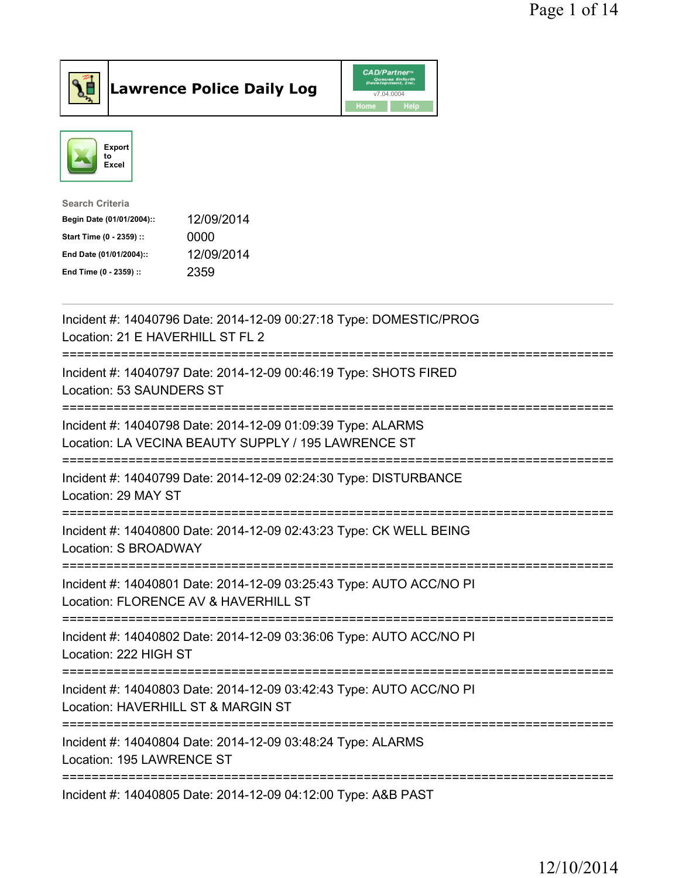# Lawrence Police Daily Log

CAD/Partner v7.04.0004

Home Help

Export to Excel

**Search Criteria**

| | |
|---|---|
| **Begin Date (01/01/2004)::** | 12/09/2014 |
| **Start Time (0 - 2359) ::** | 0000 |
| **End Date (01/01/2004)::** | 12/09/2014 |
| **End Time (0 - 2359) ::** | 2359 |

---

Incident #: 14040796 Date: 2014-12-09 00:27:18 Type: DOMESTIC/PROG
Location: 21 E HAVERHILL ST FL 2

===========================================================================

Incident #: 14040797 Date: 2014-12-09 00:46:19 Type: SHOTS FIRED
Location: 53 SAUNDERS ST

===========================================================================

Incident #: 14040798 Date: 2014-12-09 01:09:39 Type: ALARMS
Location: LA VECINA BEAUTY SUPPLY / 195 LAWRENCE ST

===========================================================================

Incident #: 14040799 Date: 2014-12-09 02:24:30 Type: DISTURBANCE
Location: 29 MAY ST

===========================================================================

Incident #: 14040800 Date: 2014-12-09 02:43:23 Type: CK WELL BEING
Location: S BROADWAY

===========================================================================

Incident #: 14040801 Date: 2014-12-09 03:25:43 Type: AUTO ACC/NO PI
Location: FLORENCE AV & HAVERHILL ST

===========================================================================

Incident #: 14040802 Date: 2014-12-09 03:36:06 Type: AUTO ACC/NO PI
Location: 222 HIGH ST

===========================================================================

Incident #: 14040803 Date: 2014-12-09 03:42:43 Type: AUTO ACC/NO PI
Location: HAVERHILL ST & MARGIN ST

===========================================================================

Incident #: 14040804 Date: 2014-12-09 03:48:24 Type: ALARMS
Location: 195 LAWRENCE ST

===========================================================================

Incident #: 14040805 Date: 2014-12-09 04:12:00 Type: A&B PAST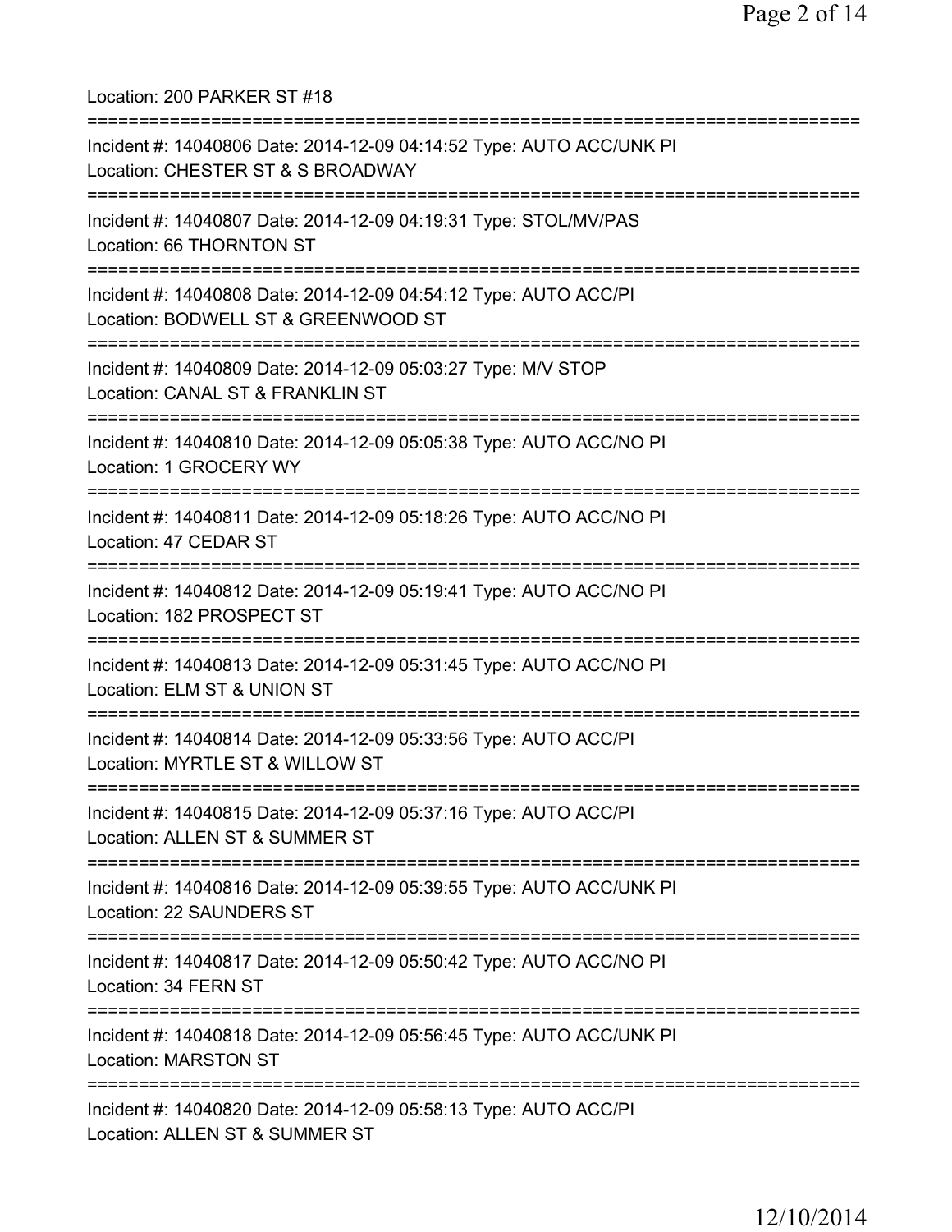Location: 200 PARKER ST #18

===========================================================================

Incident #: 14040806 Date: 2014-12-09 04:14:52 Type: AUTO ACC/UNK PI
Location: CHESTER ST & S BROADWAY

===========================================================================

Incident #: 14040807 Date: 2014-12-09 04:19:31 Type: STOL/MV/PAS
Location: 66 THORNTON ST

===========================================================================

Incident #: 14040808 Date: 2014-12-09 04:54:12 Type: AUTO ACC/PI
Location: BODWELL ST & GREENWOOD ST

===========================================================================

Incident #: 14040809 Date: 2014-12-09 05:03:27 Type: M/V STOP
Location: CANAL ST & FRANKLIN ST

===========================================================================

Incident #: 14040810 Date: 2014-12-09 05:05:38 Type: AUTO ACC/NO PI
Location: 1 GROCERY WY

===========================================================================

Incident #: 14040811 Date: 2014-12-09 05:18:26 Type: AUTO ACC/NO PI
Location: 47 CEDAR ST

===========================================================================

Incident #: 14040812 Date: 2014-12-09 05:19:41 Type: AUTO ACC/NO PI
Location: 182 PROSPECT ST

===========================================================================

Incident #: 14040813 Date: 2014-12-09 05:31:45 Type: AUTO ACC/NO PI
Location: ELM ST & UNION ST

===========================================================================

Incident #: 14040814 Date: 2014-12-09 05:33:56 Type: AUTO ACC/PI
Location: MYRTLE ST & WILLOW ST

===========================================================================

Incident #: 14040815 Date: 2014-12-09 05:37:16 Type: AUTO ACC/PI
Location: ALLEN ST & SUMMER ST

===========================================================================

Incident #: 14040816 Date: 2014-12-09 05:39:55 Type: AUTO ACC/UNK PI
Location: 22 SAUNDERS ST

===========================================================================

Incident #: 14040817 Date: 2014-12-09 05:50:42 Type: AUTO ACC/NO PI
Location: 34 FERN ST

===========================================================================

Incident #: 14040818 Date: 2014-12-09 05:56:45 Type: AUTO ACC/UNK PI
Location: MARSTON ST

===========================================================================

Incident #: 14040820 Date: 2014-12-09 05:58:13 Type: AUTO ACC/PI
Location: ALLEN ST & SUMMER ST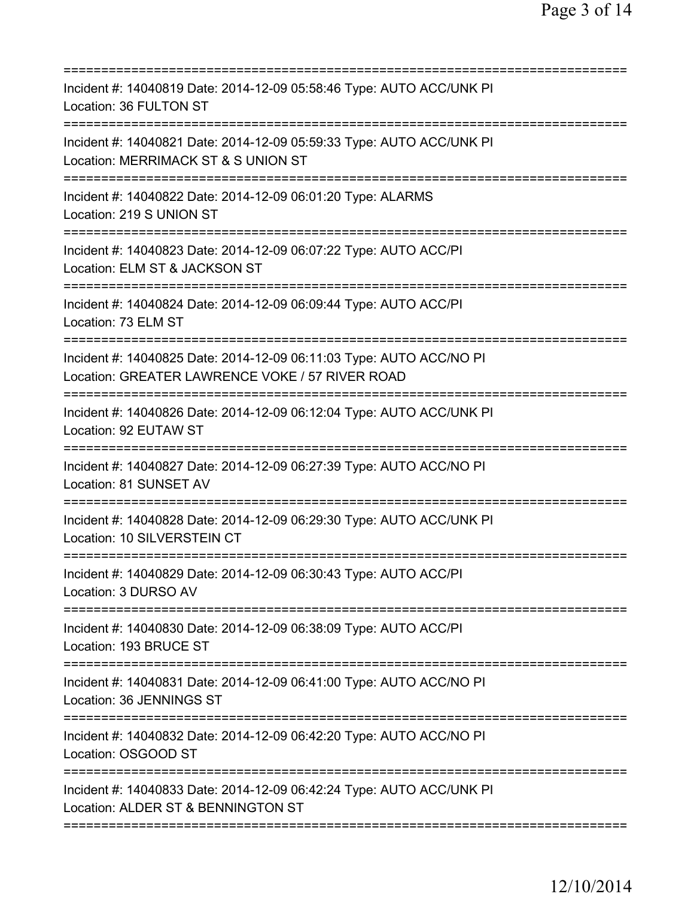===========================================================================
Incident #: 14040819 Date: 2014-12-09 05:58:46 Type: AUTO ACC/UNK PI
Location: 36 FULTON ST
===========================================================================
Incident #: 14040821 Date: 2014-12-09 05:59:33 Type: AUTO ACC/UNK PI
Location: MERRIMACK ST & S UNION ST
===========================================================================
Incident #: 14040822 Date: 2014-12-09 06:01:20 Type: ALARMS
Location: 219 S UNION ST
===========================================================================
Incident #: 14040823 Date: 2014-12-09 06:07:22 Type: AUTO ACC/PI
Location: ELM ST & JACKSON ST
===========================================================================
Incident #: 14040824 Date: 2014-12-09 06:09:44 Type: AUTO ACC/PI
Location: 73 ELM ST
===========================================================================
Incident #: 14040825 Date: 2014-12-09 06:11:03 Type: AUTO ACC/NO PI
Location: GREATER LAWRENCE VOKE / 57 RIVER ROAD
===========================================================================
Incident #: 14040826 Date: 2014-12-09 06:12:04 Type: AUTO ACC/UNK PI
Location: 92 EUTAW ST
===========================================================================
Incident #: 14040827 Date: 2014-12-09 06:27:39 Type: AUTO ACC/NO PI
Location: 81 SUNSET AV
===========================================================================
Incident #: 14040828 Date: 2014-12-09 06:29:30 Type: AUTO ACC/UNK PI
Location: 10 SILVERSTEIN CT
===========================================================================
Incident #: 14040829 Date: 2014-12-09 06:30:43 Type: AUTO ACC/PI
Location: 3 DURSO AV
===========================================================================
Incident #: 14040830 Date: 2014-12-09 06:38:09 Type: AUTO ACC/PI
Location: 193 BRUCE ST
===========================================================================
Incident #: 14040831 Date: 2014-12-09 06:41:00 Type: AUTO ACC/NO PI
Location: 36 JENNINGS ST
===========================================================================
Incident #: 14040832 Date: 2014-12-09 06:42:20 Type: AUTO ACC/NO PI
Location: OSGOOD ST
===========================================================================
Incident #: 14040833 Date: 2014-12-09 06:42:24 Type: AUTO ACC/UNK PI
Location: ALDER ST & BENNINGTON ST
===========================================================================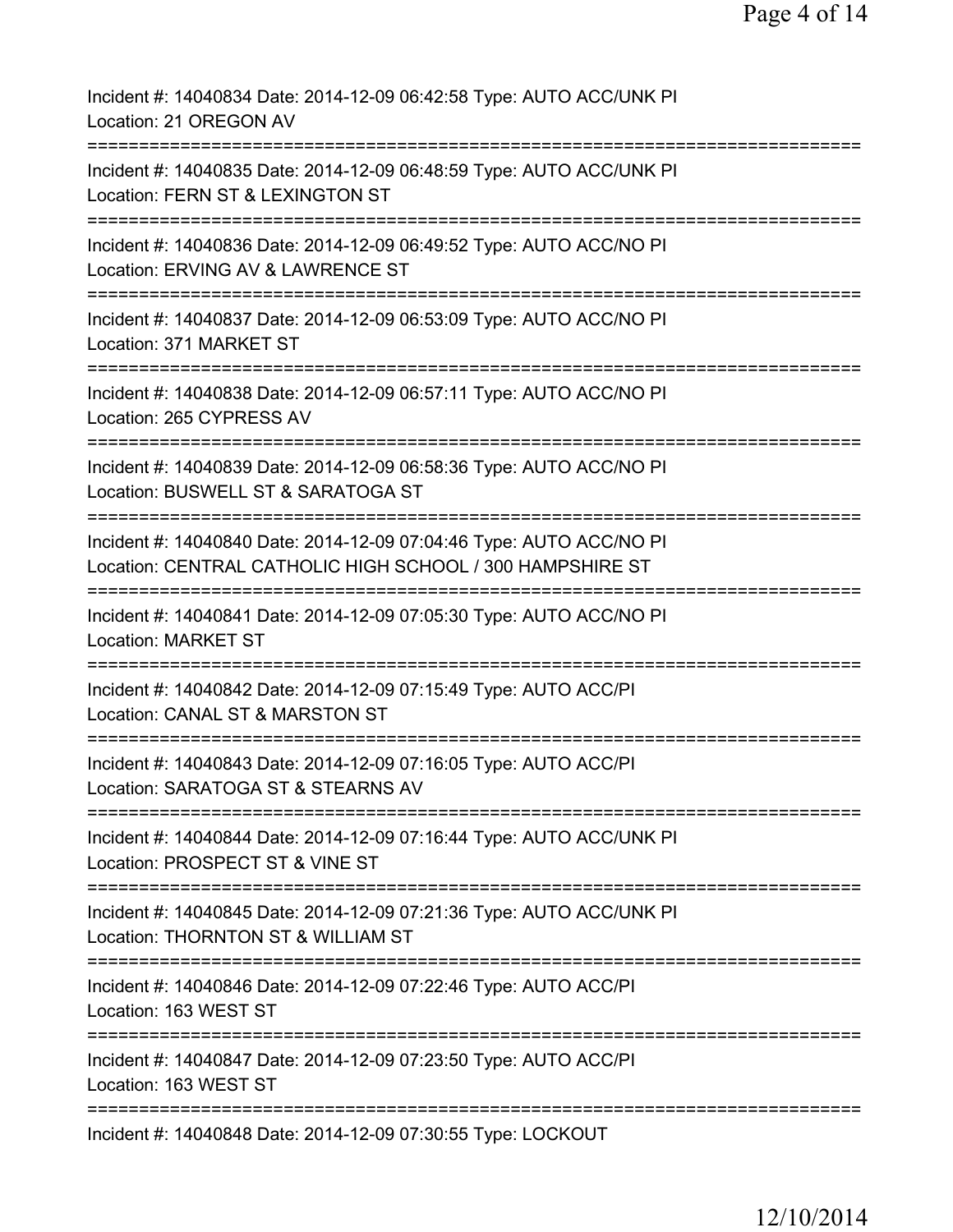Incident #: 14040834 Date: 2014-12-09 06:42:58 Type: AUTO ACC/UNK PI
Location: 21 OREGON AV
===========================================================================
Incident #: 14040835 Date: 2014-12-09 06:48:59 Type: AUTO ACC/UNK PI
Location: FERN ST & LEXINGTON ST
===========================================================================
Incident #: 14040836 Date: 2014-12-09 06:49:52 Type: AUTO ACC/NO PI
Location: ERVING AV & LAWRENCE ST
===========================================================================
Incident #: 14040837 Date: 2014-12-09 06:53:09 Type: AUTO ACC/NO PI
Location: 371 MARKET ST
===========================================================================
Incident #: 14040838 Date: 2014-12-09 06:57:11 Type: AUTO ACC/NO PI
Location: 265 CYPRESS AV
===========================================================================
Incident #: 14040839 Date: 2014-12-09 06:58:36 Type: AUTO ACC/NO PI
Location: BUSWELL ST & SARATOGA ST
===========================================================================
Incident #: 14040840 Date: 2014-12-09 07:04:46 Type: AUTO ACC/NO PI
Location: CENTRAL CATHOLIC HIGH SCHOOL / 300 HAMPSHIRE ST
===========================================================================
Incident #: 14040841 Date: 2014-12-09 07:05:30 Type: AUTO ACC/NO PI
Location: MARKET ST
===========================================================================
Incident #: 14040842 Date: 2014-12-09 07:15:49 Type: AUTO ACC/PI
Location: CANAL ST & MARSTON ST
===========================================================================
Incident #: 14040843 Date: 2014-12-09 07:16:05 Type: AUTO ACC/PI
Location: SARATOGA ST & STEARNS AV
===========================================================================
Incident #: 14040844 Date: 2014-12-09 07:16:44 Type: AUTO ACC/UNK PI
Location: PROSPECT ST & VINE ST
===========================================================================
Incident #: 14040845 Date: 2014-12-09 07:21:36 Type: AUTO ACC/UNK PI
Location: THORNTON ST & WILLIAM ST
===========================================================================
Incident #: 14040846 Date: 2014-12-09 07:22:46 Type: AUTO ACC/PI
Location: 163 WEST ST
===========================================================================
Incident #: 14040847 Date: 2014-12-09 07:23:50 Type: AUTO ACC/PI
Location: 163 WEST ST
===========================================================================
Incident #: 14040848 Date: 2014-12-09 07:30:55 Type: LOCKOUT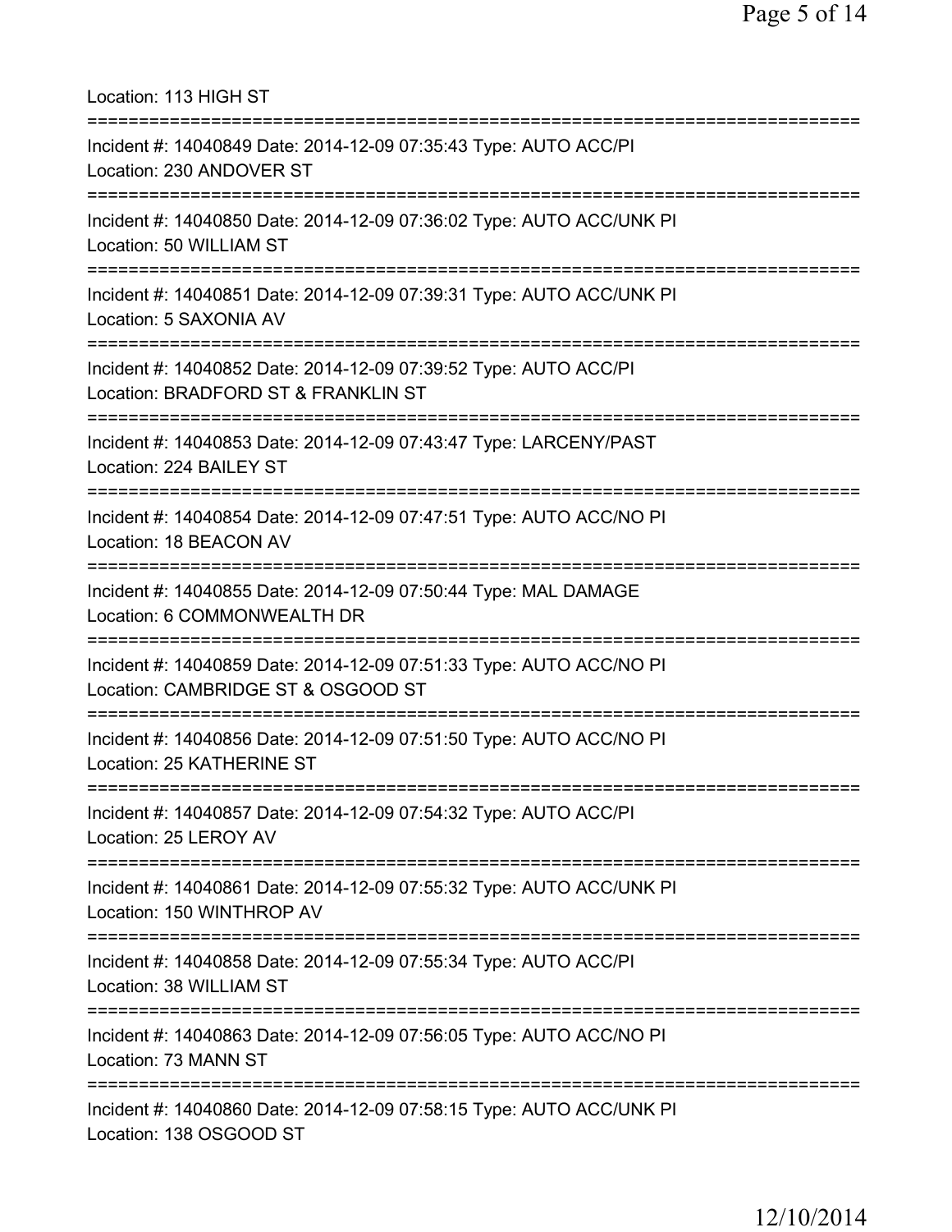Location: 113 HIGH ST

===========================================================================

Incident #: 14040849 Date: 2014-12-09 07:35:43 Type: AUTO ACC/PI
Location: 230 ANDOVER ST

===========================================================================

Incident #: 14040850 Date: 2014-12-09 07:36:02 Type: AUTO ACC/UNK PI
Location: 50 WILLIAM ST

===========================================================================

Incident #: 14040851 Date: 2014-12-09 07:39:31 Type: AUTO ACC/UNK PI
Location: 5 SAXONIA AV

===========================================================================

Incident #: 14040852 Date: 2014-12-09 07:39:52 Type: AUTO ACC/PI
Location: BRADFORD ST & FRANKLIN ST

===========================================================================

Incident #: 14040853 Date: 2014-12-09 07:43:47 Type: LARCENY/PAST
Location: 224 BAILEY ST

===========================================================================

Incident #: 14040854 Date: 2014-12-09 07:47:51 Type: AUTO ACC/NO PI
Location: 18 BEACON AV

===========================================================================

Incident #: 14040855 Date: 2014-12-09 07:50:44 Type: MAL DAMAGE
Location: 6 COMMONWEALTH DR

===========================================================================

Incident #: 14040859 Date: 2014-12-09 07:51:33 Type: AUTO ACC/NO PI
Location: CAMBRIDGE ST & OSGOOD ST

===========================================================================

Incident #: 14040856 Date: 2014-12-09 07:51:50 Type: AUTO ACC/NO PI
Location: 25 KATHERINE ST

===========================================================================

Incident #: 14040857 Date: 2014-12-09 07:54:32 Type: AUTO ACC/PI
Location: 25 LEROY AV

===========================================================================

Incident #: 14040861 Date: 2014-12-09 07:55:32 Type: AUTO ACC/UNK PI
Location: 150 WINTHROP AV

===========================================================================

Incident #: 14040858 Date: 2014-12-09 07:55:34 Type: AUTO ACC/PI
Location: 38 WILLIAM ST

===========================================================================

Incident #: 14040863 Date: 2014-12-09 07:56:05 Type: AUTO ACC/NO PI
Location: 73 MANN ST

===========================================================================

Incident #: 14040860 Date: 2014-12-09 07:58:15 Type: AUTO ACC/UNK PI
Location: 138 OSGOOD ST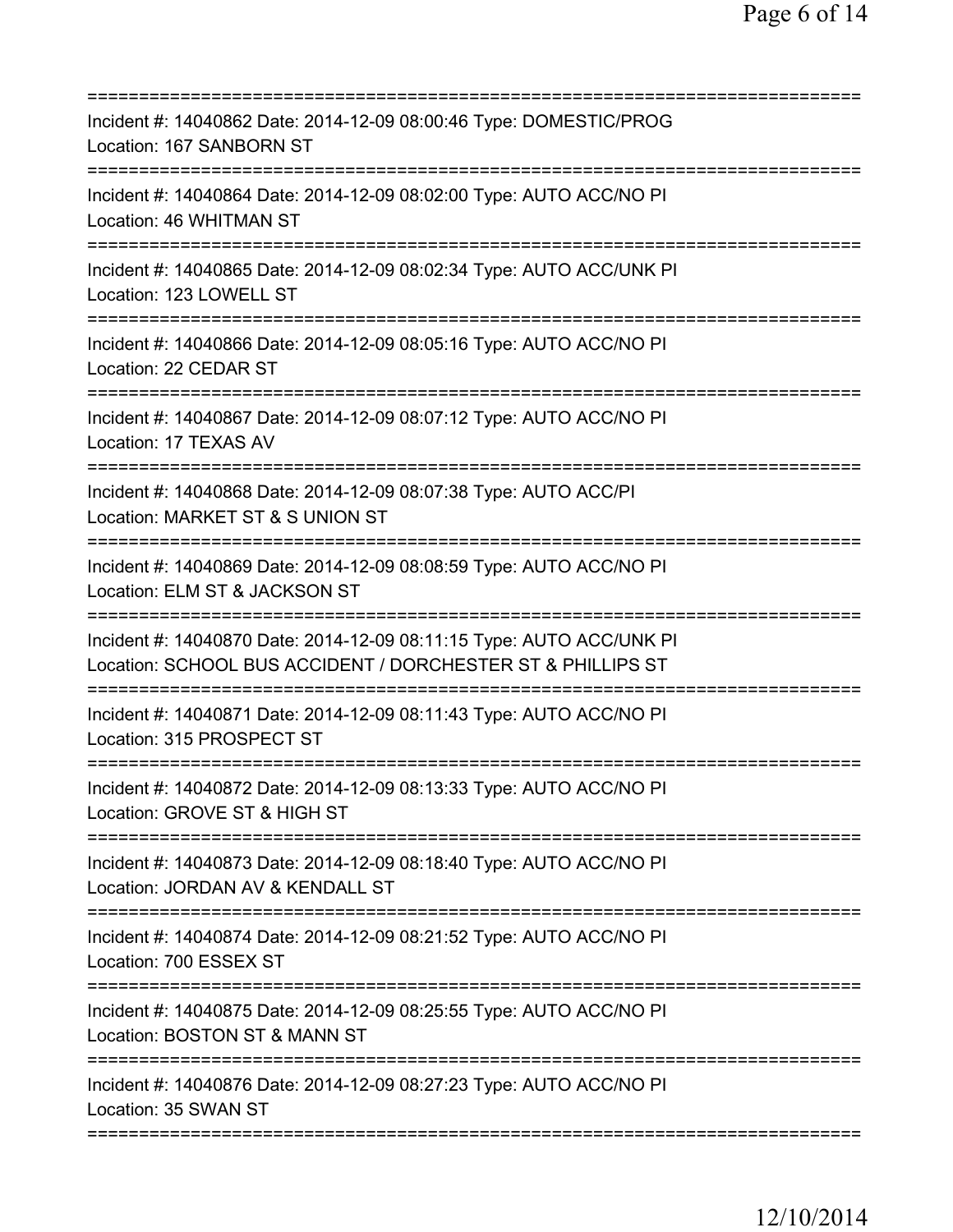===========================================================================
Incident #: 14040862 Date: 2014-12-09 08:00:46 Type: DOMESTIC/PROG
Location: 167 SANBORN ST
===========================================================================
Incident #: 14040864 Date: 2014-12-09 08:02:00 Type: AUTO ACC/NO PI
Location: 46 WHITMAN ST
===========================================================================
Incident #: 14040865 Date: 2014-12-09 08:02:34 Type: AUTO ACC/UNK PI
Location: 123 LOWELL ST
===========================================================================
Incident #: 14040866 Date: 2014-12-09 08:05:16 Type: AUTO ACC/NO PI
Location: 22 CEDAR ST
===========================================================================
Incident #: 14040867 Date: 2014-12-09 08:07:12 Type: AUTO ACC/NO PI
Location: 17 TEXAS AV
===========================================================================
Incident #: 14040868 Date: 2014-12-09 08:07:38 Type: AUTO ACC/PI
Location: MARKET ST & S UNION ST
===========================================================================
Incident #: 14040869 Date: 2014-12-09 08:08:59 Type: AUTO ACC/NO PI
Location: ELM ST & JACKSON ST
===========================================================================
Incident #: 14040870 Date: 2014-12-09 08:11:15 Type: AUTO ACC/UNK PI
Location: SCHOOL BUS ACCIDENT / DORCHESTER ST & PHILLIPS ST
===========================================================================
Incident #: 14040871 Date: 2014-12-09 08:11:43 Type: AUTO ACC/NO PI
Location: 315 PROSPECT ST
===========================================================================
Incident #: 14040872 Date: 2014-12-09 08:13:33 Type: AUTO ACC/NO PI
Location: GROVE ST & HIGH ST
===========================================================================
Incident #: 14040873 Date: 2014-12-09 08:18:40 Type: AUTO ACC/NO PI
Location: JORDAN AV & KENDALL ST
===========================================================================
Incident #: 14040874 Date: 2014-12-09 08:21:52 Type: AUTO ACC/NO PI
Location: 700 ESSEX ST
===========================================================================
Incident #: 14040875 Date: 2014-12-09 08:25:55 Type: AUTO ACC/NO PI
Location: BOSTON ST & MANN ST
===========================================================================
Incident #: 14040876 Date: 2014-12-09 08:27:23 Type: AUTO ACC/NO PI
Location: 35 SWAN ST
===========================================================================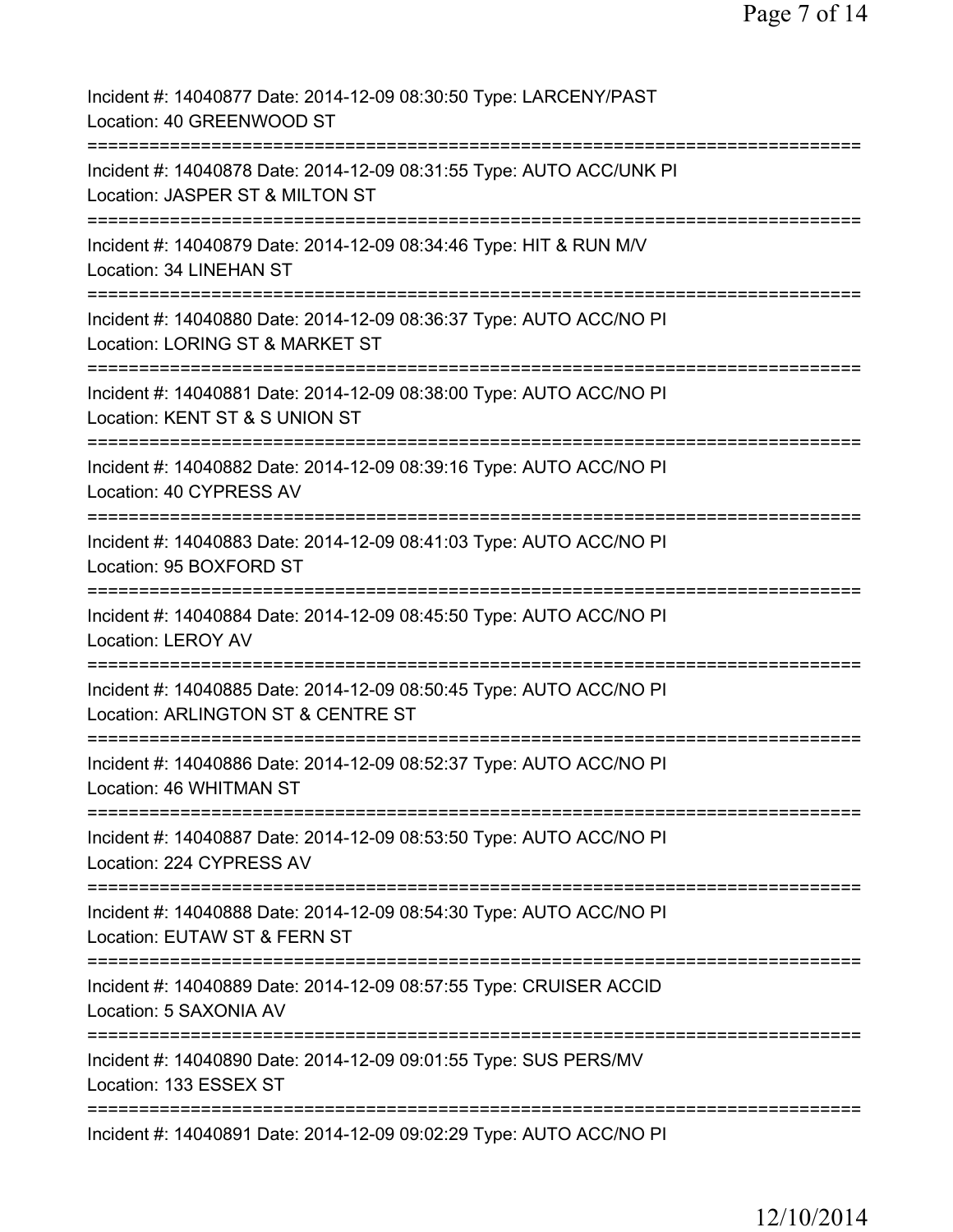Incident #: 14040877 Date: 2014-12-09 08:30:50 Type: LARCENY/PAST
Location: 40 GREENWOOD ST

===========================================================================

Incident #: 14040878 Date: 2014-12-09 08:31:55 Type: AUTO ACC/UNK PI
Location: JASPER ST & MILTON ST

===========================================================================

Incident #: 14040879 Date: 2014-12-09 08:34:46 Type: HIT & RUN M/V
Location: 34 LINEHAN ST

===========================================================================

Incident #: 14040880 Date: 2014-12-09 08:36:37 Type: AUTO ACC/NO PI
Location: LORING ST & MARKET ST

===========================================================================

Incident #: 14040881 Date: 2014-12-09 08:38:00 Type: AUTO ACC/NO PI
Location: KENT ST & S UNION ST

===========================================================================

Incident #: 14040882 Date: 2014-12-09 08:39:16 Type: AUTO ACC/NO PI
Location: 40 CYPRESS AV

===========================================================================

Incident #: 14040883 Date: 2014-12-09 08:41:03 Type: AUTO ACC/NO PI
Location: 95 BOXFORD ST

===========================================================================

Incident #: 14040884 Date: 2014-12-09 08:45:50 Type: AUTO ACC/NO PI
Location: LEROY AV

===========================================================================

Incident #: 14040885 Date: 2014-12-09 08:50:45 Type: AUTO ACC/NO PI
Location: ARLINGTON ST & CENTRE ST

===========================================================================

Incident #: 14040886 Date: 2014-12-09 08:52:37 Type: AUTO ACC/NO PI
Location: 46 WHITMAN ST

===========================================================================

Incident #: 14040887 Date: 2014-12-09 08:53:50 Type: AUTO ACC/NO PI
Location: 224 CYPRESS AV

===========================================================================

Incident #: 14040888 Date: 2014-12-09 08:54:30 Type: AUTO ACC/NO PI
Location: EUTAW ST & FERN ST

===========================================================================

Incident #: 14040889 Date: 2014-12-09 08:57:55 Type: CRUISER ACCID
Location: 5 SAXONIA AV

===========================================================================

Incident #: 14040890 Date: 2014-12-09 09:01:55 Type: SUS PERS/MV
Location: 133 ESSEX ST

===========================================================================

Incident #: 14040891 Date: 2014-12-09 09:02:29 Type: AUTO ACC/NO PI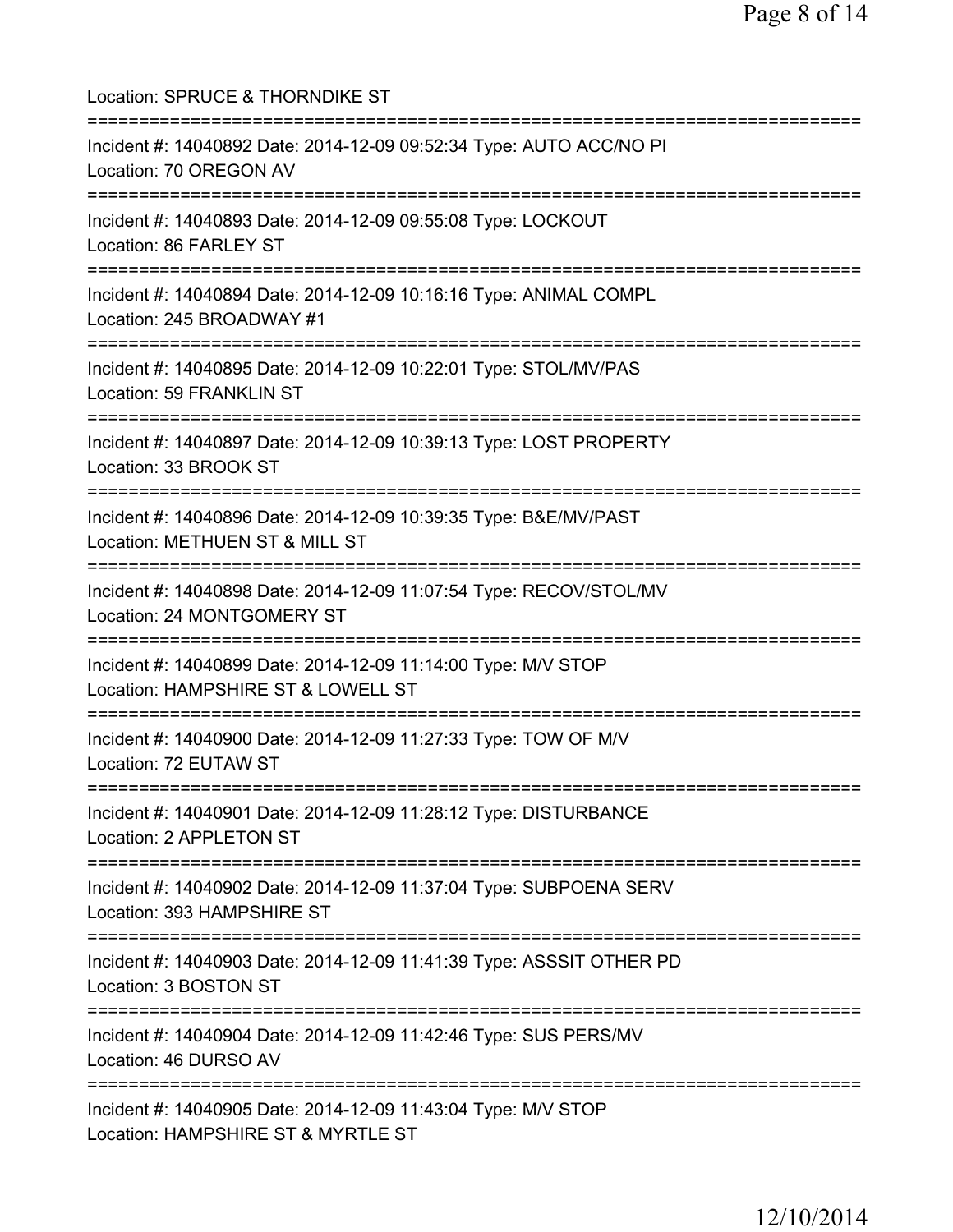Location: SPRUCE & THORNDIKE ST

===========================================================================

Incident #: 14040892 Date: 2014-12-09 09:52:34 Type: AUTO ACC/NO PI
Location: 70 OREGON AV

===========================================================================

Incident #: 14040893 Date: 2014-12-09 09:55:08 Type: LOCKOUT
Location: 86 FARLEY ST

===========================================================================

Incident #: 14040894 Date: 2014-12-09 10:16:16 Type: ANIMAL COMPL
Location: 245 BROADWAY #1

===========================================================================

Incident #: 14040895 Date: 2014-12-09 10:22:01 Type: STOL/MV/PAS
Location: 59 FRANKLIN ST

===========================================================================

Incident #: 14040897 Date: 2014-12-09 10:39:13 Type: LOST PROPERTY
Location: 33 BROOK ST

===========================================================================

Incident #: 14040896 Date: 2014-12-09 10:39:35 Type: B&E/MV/PAST
Location: METHUEN ST & MILL ST

===========================================================================

Incident #: 14040898 Date: 2014-12-09 11:07:54 Type: RECOV/STOL/MV
Location: 24 MONTGOMERY ST

===========================================================================

Incident #: 14040899 Date: 2014-12-09 11:14:00 Type: M/V STOP
Location: HAMPSHIRE ST & LOWELL ST

===========================================================================

Incident #: 14040900 Date: 2014-12-09 11:27:33 Type: TOW OF M/V
Location: 72 EUTAW ST

===========================================================================

Incident #: 14040901 Date: 2014-12-09 11:28:12 Type: DISTURBANCE
Location: 2 APPLETON ST

===========================================================================

Incident #: 14040902 Date: 2014-12-09 11:37:04 Type: SUBPOENA SERV
Location: 393 HAMPSHIRE ST

===========================================================================

Incident #: 14040903 Date: 2014-12-09 11:41:39 Type: ASSSIT OTHER PD
Location: 3 BOSTON ST

===========================================================================

Incident #: 14040904 Date: 2014-12-09 11:42:46 Type: SUS PERS/MV
Location: 46 DURSO AV

===========================================================================

Incident #: 14040905 Date: 2014-12-09 11:43:04 Type: M/V STOP
Location: HAMPSHIRE ST & MYRTLE ST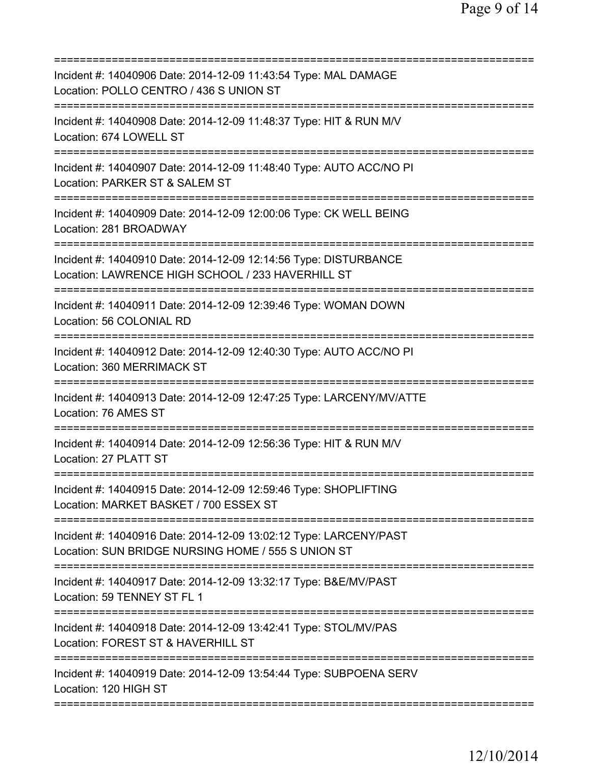===========================================================================
Incident #: 14040906 Date: 2014-12-09 11:43:54 Type: MAL DAMAGE
Location: POLLO CENTRO / 436 S UNION ST
===========================================================================
Incident #: 14040908 Date: 2014-12-09 11:48:37 Type: HIT & RUN M/V
Location: 674 LOWELL ST
===========================================================================
Incident #: 14040907 Date: 2014-12-09 11:48:40 Type: AUTO ACC/NO PI
Location: PARKER ST & SALEM ST
===========================================================================
Incident #: 14040909 Date: 2014-12-09 12:00:06 Type: CK WELL BEING
Location: 281 BROADWAY
===========================================================================
Incident #: 14040910 Date: 2014-12-09 12:14:56 Type: DISTURBANCE
Location: LAWRENCE HIGH SCHOOL / 233 HAVERHILL ST
===========================================================================
Incident #: 14040911 Date: 2014-12-09 12:39:46 Type: WOMAN DOWN
Location: 56 COLONIAL RD
===========================================================================
Incident #: 14040912 Date: 2014-12-09 12:40:30 Type: AUTO ACC/NO PI
Location: 360 MERRIMACK ST
===========================================================================
Incident #: 14040913 Date: 2014-12-09 12:47:25 Type: LARCENY/MV/ATTE
Location: 76 AMES ST
===========================================================================
Incident #: 14040914 Date: 2014-12-09 12:56:36 Type: HIT & RUN M/V
Location: 27 PLATT ST
===========================================================================
Incident #: 14040915 Date: 2014-12-09 12:59:46 Type: SHOPLIFTING
Location: MARKET BASKET / 700 ESSEX ST
===========================================================================
Incident #: 14040916 Date: 2014-12-09 13:02:12 Type: LARCENY/PAST
Location: SUN BRIDGE NURSING HOME / 555 S UNION ST
===========================================================================
Incident #: 14040917 Date: 2014-12-09 13:32:17 Type: B&E/MV/PAST
Location: 59 TENNEY ST FL 1
===========================================================================
Incident #: 14040918 Date: 2014-12-09 13:42:41 Type: STOL/MV/PAS
Location: FOREST ST & HAVERHILL ST
===========================================================================
Incident #: 14040919 Date: 2014-12-09 13:54:44 Type: SUBPOENA SERV
Location: 120 HIGH ST
===========================================================================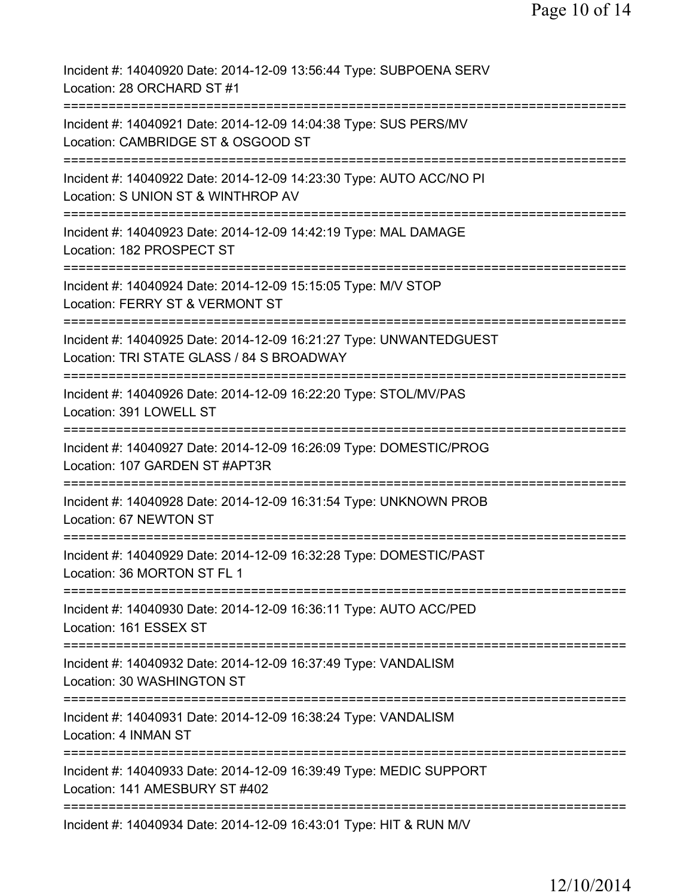Incident #: 14040920 Date: 2014-12-09 13:56:44 Type: SUBPOENA SERV
Location: 28 ORCHARD ST #1
===========================================================================
Incident #: 14040921 Date: 2014-12-09 14:04:38 Type: SUS PERS/MV
Location: CAMBRIDGE ST & OSGOOD ST
===========================================================================
Incident #: 14040922 Date: 2014-12-09 14:23:30 Type: AUTO ACC/NO PI
Location: S UNION ST & WINTHROP AV
===========================================================================
Incident #: 14040923 Date: 2014-12-09 14:42:19 Type: MAL DAMAGE
Location: 182 PROSPECT ST
===========================================================================
Incident #: 14040924 Date: 2014-12-09 15:15:05 Type: M/V STOP
Location: FERRY ST & VERMONT ST
===========================================================================
Incident #: 14040925 Date: 2014-12-09 16:21:27 Type: UNWANTEDGUEST
Location: TRI STATE GLASS / 84 S BROADWAY
===========================================================================
Incident #: 14040926 Date: 2014-12-09 16:22:20 Type: STOL/MV/PAS
Location: 391 LOWELL ST
===========================================================================
Incident #: 14040927 Date: 2014-12-09 16:26:09 Type: DOMESTIC/PROG
Location: 107 GARDEN ST #APT3R
===========================================================================
Incident #: 14040928 Date: 2014-12-09 16:31:54 Type: UNKNOWN PROB
Location: 67 NEWTON ST
===========================================================================
Incident #: 14040929 Date: 2014-12-09 16:32:28 Type: DOMESTIC/PAST
Location: 36 MORTON ST FL 1
===========================================================================
Incident #: 14040930 Date: 2014-12-09 16:36:11 Type: AUTO ACC/PED
Location: 161 ESSEX ST
===========================================================================
Incident #: 14040932 Date: 2014-12-09 16:37:49 Type: VANDALISM
Location: 30 WASHINGTON ST
===========================================================================
Incident #: 14040931 Date: 2014-12-09 16:38:24 Type: VANDALISM
Location: 4 INMAN ST
===========================================================================
Incident #: 14040933 Date: 2014-12-09 16:39:49 Type: MEDIC SUPPORT
Location: 141 AMESBURY ST #402
===========================================================================
Incident #: 14040934 Date: 2014-12-09 16:43:01 Type: HIT & RUN M/V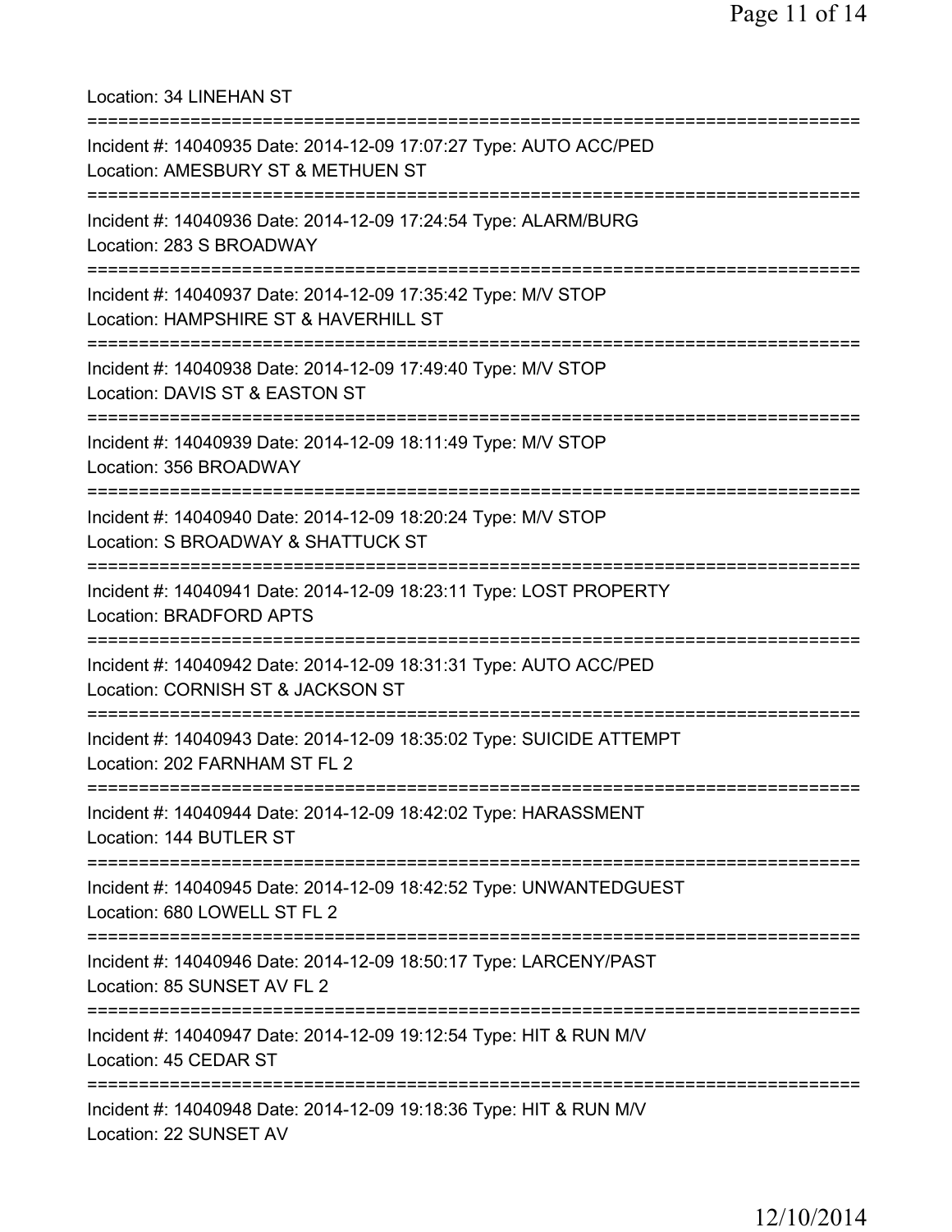Location: 34 LINEHAN ST

===========================================================================

Incident #: 14040935 Date: 2014-12-09 17:07:27 Type: AUTO ACC/PED
Location: AMESBURY ST & METHUEN ST

===========================================================================

Incident #: 14040936 Date: 2014-12-09 17:24:54 Type: ALARM/BURG
Location: 283 S BROADWAY

===========================================================================

Incident #: 14040937 Date: 2014-12-09 17:35:42 Type: M/V STOP
Location: HAMPSHIRE ST & HAVERHILL ST

===========================================================================

Incident #: 14040938 Date: 2014-12-09 17:49:40 Type: M/V STOP
Location: DAVIS ST & EASTON ST

===========================================================================

Incident #: 14040939 Date: 2014-12-09 18:11:49 Type: M/V STOP
Location: 356 BROADWAY

===========================================================================

Incident #: 14040940 Date: 2014-12-09 18:20:24 Type: M/V STOP
Location: S BROADWAY & SHATTUCK ST

===========================================================================

Incident #: 14040941 Date: 2014-12-09 18:23:11 Type: LOST PROPERTY
Location: BRADFORD APTS

===========================================================================

Incident #: 14040942 Date: 2014-12-09 18:31:31 Type: AUTO ACC/PED
Location: CORNISH ST & JACKSON ST

===========================================================================

Incident #: 14040943 Date: 2014-12-09 18:35:02 Type: SUICIDE ATTEMPT
Location: 202 FARNHAM ST FL 2

===========================================================================

Incident #: 14040944 Date: 2014-12-09 18:42:02 Type: HARASSMENT
Location: 144 BUTLER ST

===========================================================================

Incident #: 14040945 Date: 2014-12-09 18:42:52 Type: UNWANTEDGUEST
Location: 680 LOWELL ST FL 2

===========================================================================

Incident #: 14040946 Date: 2014-12-09 18:50:17 Type: LARCENY/PAST
Location: 85 SUNSET AV FL 2

===========================================================================

Incident #: 14040947 Date: 2014-12-09 19:12:54 Type: HIT & RUN M/V
Location: 45 CEDAR ST

===========================================================================

Incident #: 14040948 Date: 2014-12-09 19:18:36 Type: HIT & RUN M/V
Location: 22 SUNSET AV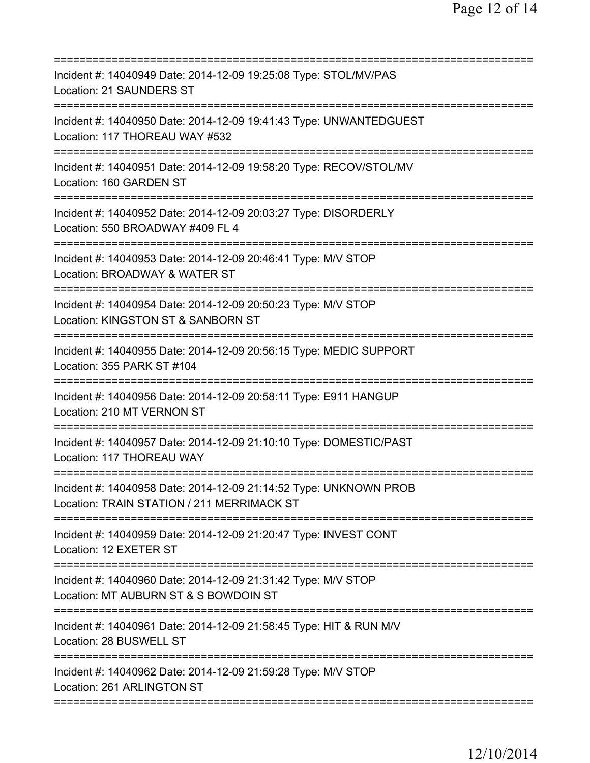===========================================================================
Incident #: 14040949 Date: 2014-12-09 19:25:08 Type: STOL/MV/PAS
Location: 21 SAUNDERS ST
===========================================================================
Incident #: 14040950 Date: 2014-12-09 19:41:43 Type: UNWANTEDGUEST
Location: 117 THOREAU WAY #532
===========================================================================
Incident #: 14040951 Date: 2014-12-09 19:58:20 Type: RECOV/STOL/MV
Location: 160 GARDEN ST
===========================================================================
Incident #: 14040952 Date: 2014-12-09 20:03:27 Type: DISORDERLY
Location: 550 BROADWAY #409 FL 4
===========================================================================
Incident #: 14040953 Date: 2014-12-09 20:46:41 Type: M/V STOP
Location: BROADWAY & WATER ST
===========================================================================
Incident #: 14040954 Date: 2014-12-09 20:50:23 Type: M/V STOP
Location: KINGSTON ST & SANBORN ST
===========================================================================
Incident #: 14040955 Date: 2014-12-09 20:56:15 Type: MEDIC SUPPORT
Location: 355 PARK ST #104
===========================================================================
Incident #: 14040956 Date: 2014-12-09 20:58:11 Type: E911 HANGUP
Location: 210 MT VERNON ST
===========================================================================
Incident #: 14040957 Date: 2014-12-09 21:10:10 Type: DOMESTIC/PAST
Location: 117 THOREAU WAY
===========================================================================
Incident #: 14040958 Date: 2014-12-09 21:14:52 Type: UNKNOWN PROB
Location: TRAIN STATION / 211 MERRIMACK ST
===========================================================================
Incident #: 14040959 Date: 2014-12-09 21:20:47 Type: INVEST CONT
Location: 12 EXETER ST
===========================================================================
Incident #: 14040960 Date: 2014-12-09 21:31:42 Type: M/V STOP
Location: MT AUBURN ST & S BOWDOIN ST
===========================================================================
Incident #: 14040961 Date: 2014-12-09 21:58:45 Type: HIT & RUN M/V
Location: 28 BUSWELL ST
===========================================================================
Incident #: 14040962 Date: 2014-12-09 21:59:28 Type: M/V STOP
Location: 261 ARLINGTON ST
===========================================================================

12/10/2014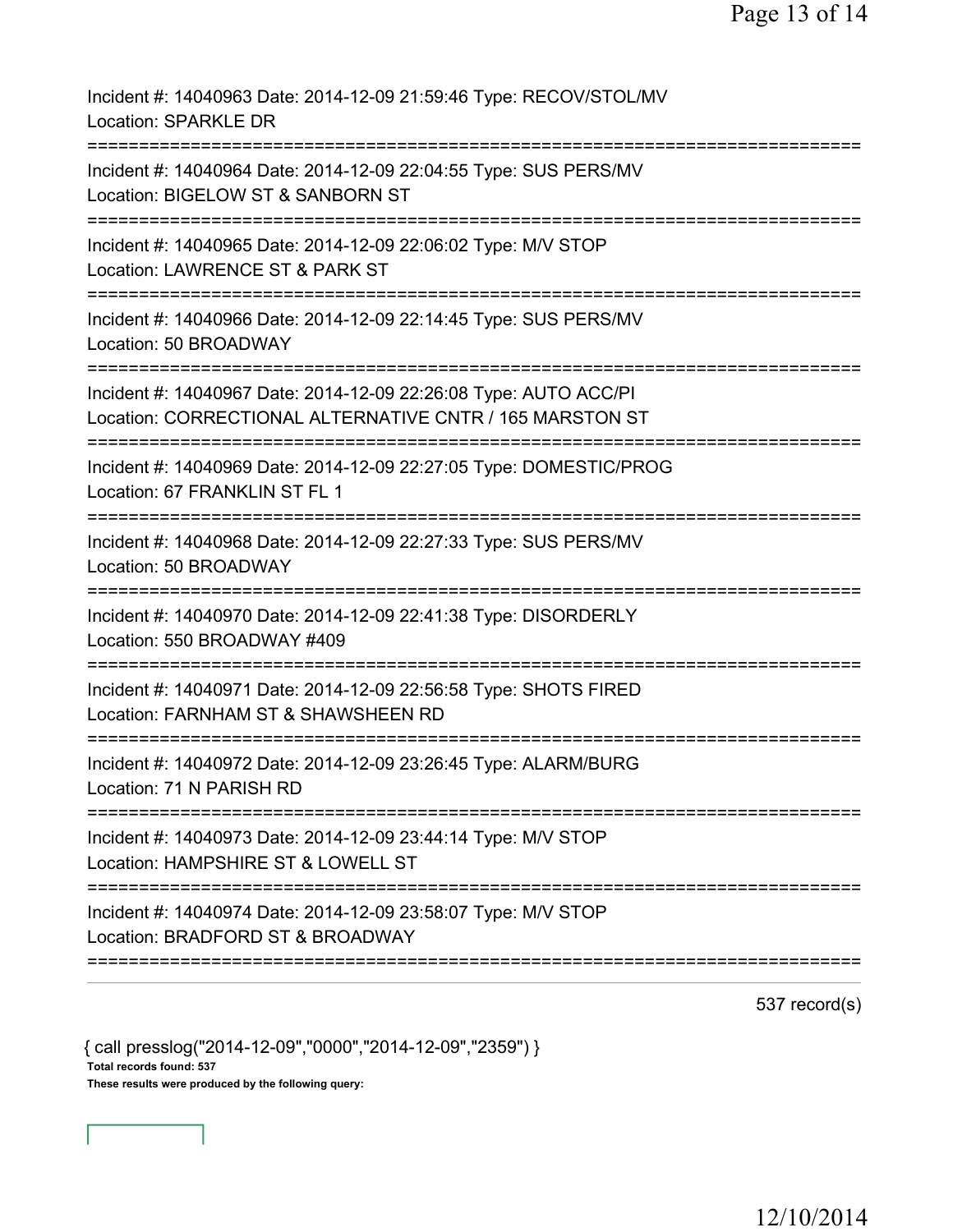Incident #: 14040963 Date: 2014-12-09 21:59:46 Type: RECOV/STOL/MV
Location: SPARKLE DR

===========================================================================

Incident #: 14040964 Date: 2014-12-09 22:04:55 Type: SUS PERS/MV
Location: BIGELOW ST & SANBORN ST

===========================================================================

Incident #: 14040965 Date: 2014-12-09 22:06:02 Type: M/V STOP
Location: LAWRENCE ST & PARK ST

===========================================================================

Incident #: 14040966 Date: 2014-12-09 22:14:45 Type: SUS PERS/MV
Location: 50 BROADWAY

===========================================================================

Incident #: 14040967 Date: 2014-12-09 22:26:08 Type: AUTO ACC/PI
Location: CORRECTIONAL ALTERNATIVE CNTR / 165 MARSTON ST

===========================================================================

Incident #: 14040969 Date: 2014-12-09 22:27:05 Type: DOMESTIC/PROG
Location: 67 FRANKLIN ST FL 1

===========================================================================

Incident #: 14040968 Date: 2014-12-09 22:27:33 Type: SUS PERS/MV
Location: 50 BROADWAY

===========================================================================

Incident #: 14040970 Date: 2014-12-09 22:41:38 Type: DISORDERLY
Location: 550 BROADWAY #409

===========================================================================

Incident #: 14040971 Date: 2014-12-09 22:56:58 Type: SHOTS FIRED
Location: FARNHAM ST & SHAWSHEEN RD

===========================================================================

Incident #: 14040972 Date: 2014-12-09 23:26:45 Type: ALARM/BURG
Location: 71 N PARISH RD

===========================================================================

Incident #: 14040973 Date: 2014-12-09 23:44:14 Type: M/V STOP
Location: HAMPSHIRE ST & LOWELL ST

===========================================================================

Incident #: 14040974 Date: 2014-12-09 23:58:07 Type: M/V STOP
Location: BRADFORD ST & BROADWAY

===========================================================================

537 record(s)

{ call presslog("2014-12-09","0000","2014-12-09","2359") }

**Total records found: 537**

**These results were produced by the following query:**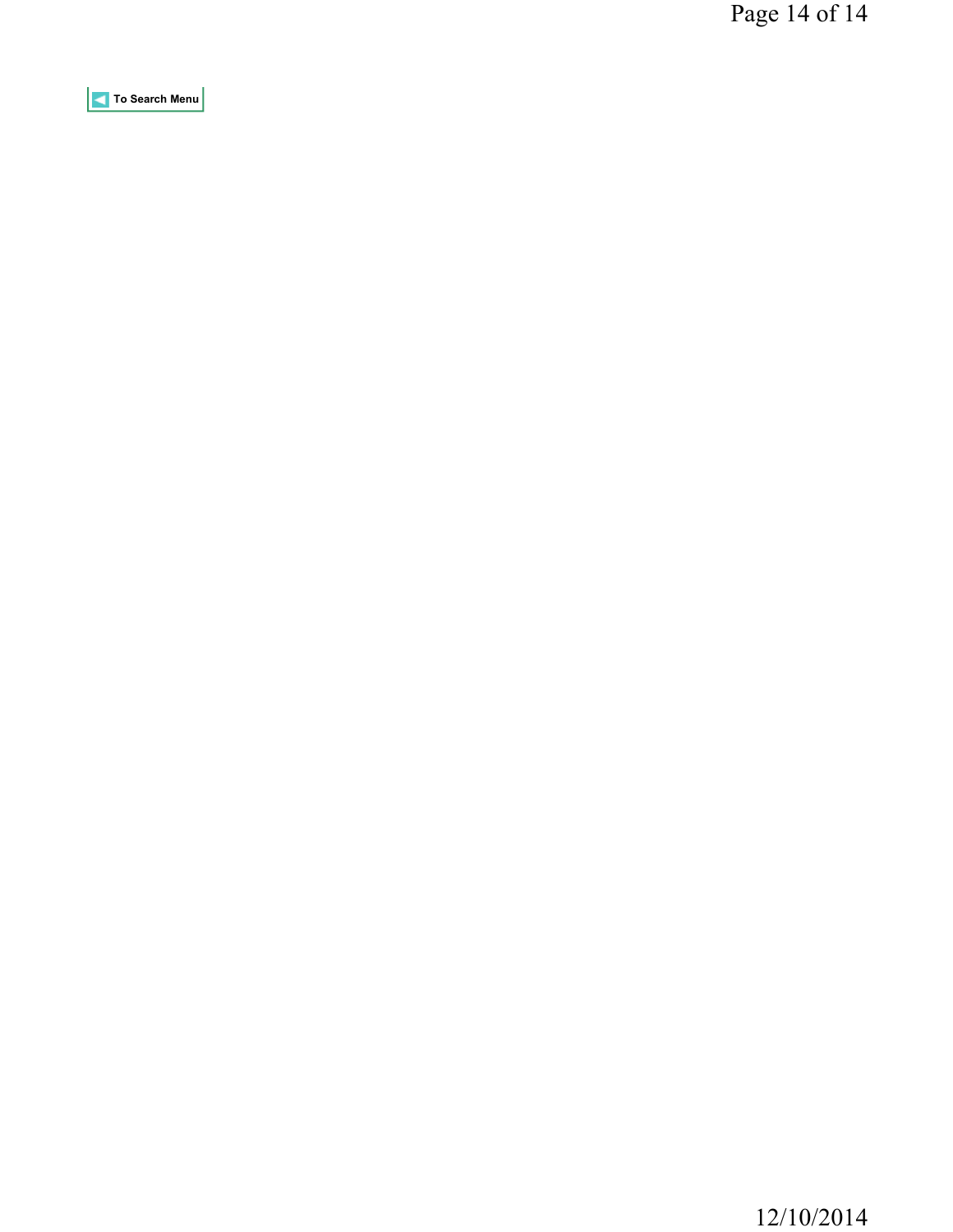To Search Menu